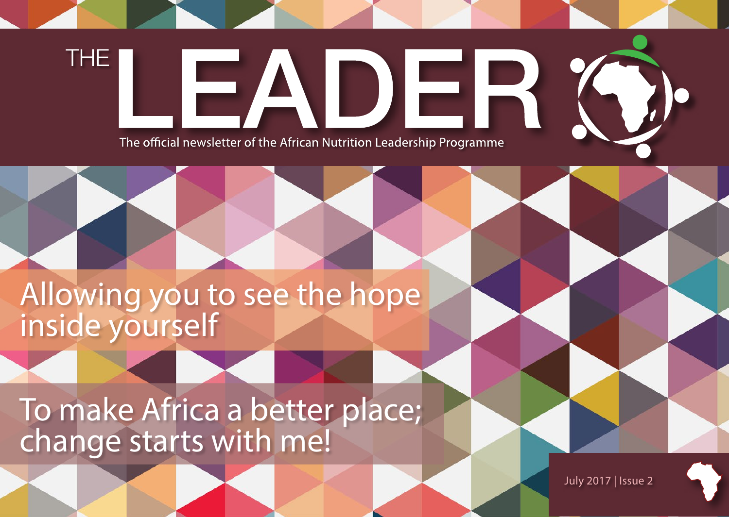# THE LEADER

The official newsletter of the African Nutrition Leadership Programme

## Allowing you to see the hope inside yourself

## To make Africa a better place; change starts with me!

July 2017 | Issue 2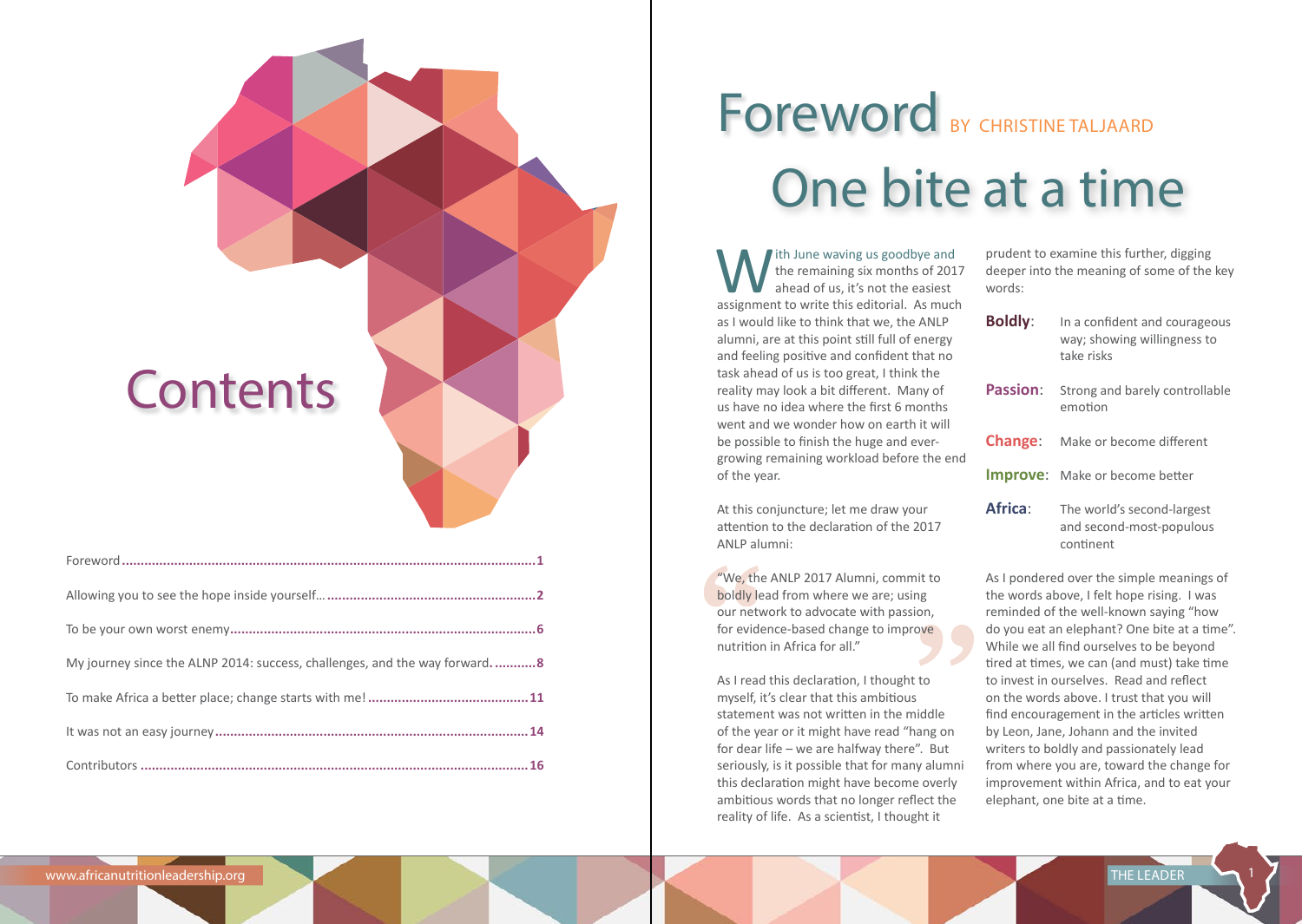# Contents

| | |
|---|---|
| Foreword | 1 |
| Allowing you to see the hope inside yourself… | 2 |
| To be your own worst enemy | 6 |
| My journey since the ALNP 2014: success, challenges, and the way forward. | 8 |
| To make Africa a better place; change starts with me! | 11 |
| It was not an easy journey | 14 |
| Contributors | 16 |

# Foreword BY CHRISTINE TALJAARD

## One bite at a time

With June waving us goodbye and the remaining six months of 2017 ahead of us, it's not the easiest assignment to write this editorial. As much as I would like to think that we, the ANLP alumni, are at this point still full of energy and feeling positive and confident that no task ahead of us is too great, I think the reality may look a bit different. Many of us have no idea where the first 6 months went and we wonder how on earth it will be possible to finish the huge and ever-growing remaining workload before the end of the year.

At this conjuncture; let me draw your attention to the declaration of the 2017 ANLP alumni:

> "We, the ANLP 2017 Alumni, commit to boldly lead from where we are; using our network to advocate with passion, for evidence-based change to improve nutrition in Africa for all."

As I read this declaration, I thought to myself, it's clear that this ambitious statement was not written in the middle of the year or it might have read "hang on for dear life – we are halfway there". But seriously, is it possible that for many alumni this declaration might have become overly ambitious words that no longer reflect the reality of life. As a scientist, I thought it prudent to examine this further, digging deeper into the meaning of some of the key words:

| | |
|---|---|
| **Boldly**: | In a confident and courageous way; showing willingness to take risks |
| **Passion**: | Strong and barely controllable emotion |
| **Change**: | Make or become different |
| **Improve**: | Make or become better |
| **Africa**: | The world's second-largest and second-most-populous continent |

As I pondered over the simple meanings of the words above, I felt hope rising. I was reminded of the well-known saying "how do you eat an elephant? One bite at a time". While we all find ourselves to be beyond tired at times, we can (and must) take time to invest in ourselves. Read and reflect on the words above. I trust that you will find encouragement in the articles written by Leon, Jane, Johann and the invited writers to boldly and passionately lead from where you are, toward the change for improvement within Africa, and to eat your elephant, one bite at a time.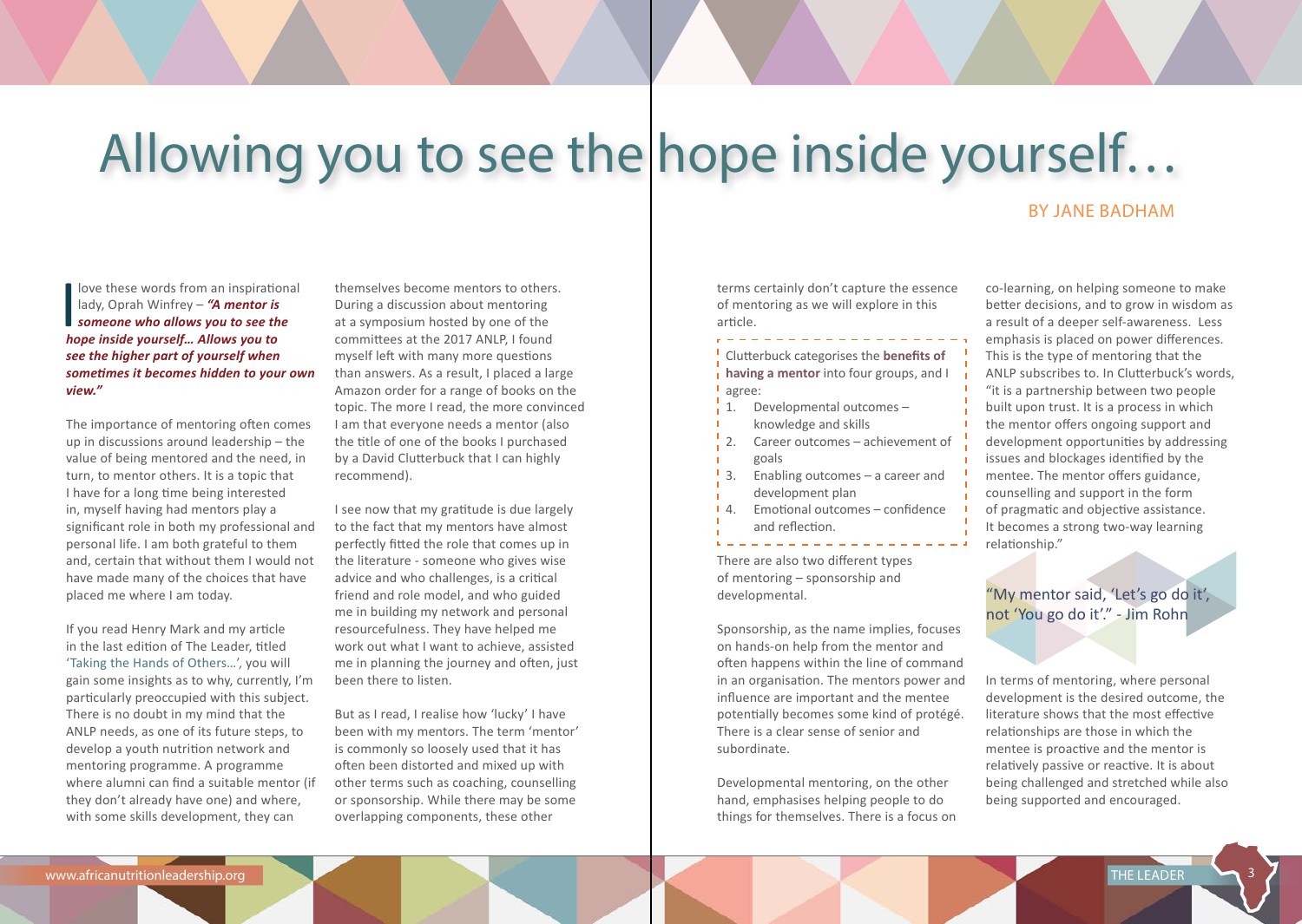# Allowing you to see the hope inside yourself…

BY JANE BADHAM

I love these words from an inspirational lady, Oprah Winfrey – ***"A mentor is someone who allows you to see the hope inside yourself… Allows you to see the higher part of yourself when sometimes it becomes hidden to your own view."***

The importance of mentoring often comes up in discussions around leadership – the value of being mentored and the need, in turn, to mentor others. It is a topic that I have for a long time being interested in, myself having had mentors play a significant role in both my professional and personal life. I am both grateful to them and, certain that without them I would not have made many of the choices that have placed me where I am today.

If you read Henry Mark and my article in the last edition of The Leader, titled 'Taking the Hands of Others…', you will gain some insights as to why, currently, I'm particularly preoccupied with this subject. There is no doubt in my mind that the ANLP needs, as one of its future steps, to develop a youth nutrition network and mentoring programme. A programme where alumni can find a suitable mentor (if they don't already have one) and where, with some skills development, they can themselves become mentors to others. During a discussion about mentoring at a symposium hosted by one of the committees at the 2017 ANLP, I found myself left with many more questions than answers. As a result, I placed a large Amazon order for a range of books on the topic. The more I read, the more convinced I am that everyone needs a mentor (also the title of one of the books I purchased by a David Clutterbuck that I can highly recommend).

I see now that my gratitude is due largely to the fact that my mentors have almost perfectly fitted the role that comes up in the literature - someone who gives wise advice and who challenges, is a critical friend and role model, and who guided me in building my network and personal resourcefulness. They have helped me work out what I want to achieve, assisted me in planning the journey and often, just been there to listen.

But as I read, I realise how 'lucky' I have been with my mentors. The term 'mentor' is commonly so loosely used that it has often been distorted and mixed up with other terms such as coaching, counselling or sponsorship. While there may be some overlapping components, these other terms certainly don't capture the essence of mentoring as we will explore in this article.

Clutterbuck categorises the **benefits of having a mentor** into four groups, and I agree:

1. Developmental outcomes – knowledge and skills
2. Career outcomes – achievement of goals
3. Enabling outcomes – a career and development plan
4. Emotional outcomes – confidence and reflection.

There are also two different types of mentoring – sponsorship and developmental.

Sponsorship, as the name implies, focuses on hands-on help from the mentor and often happens within the line of command in an organisation. The mentors power and influence are important and the mentee potentially becomes some kind of protégé. There is a clear sense of senior and subordinate.

Developmental mentoring, on the other hand, emphasises helping people to do things for themselves. There is a focus on co-learning, on helping someone to make better decisions, and to grow in wisdom as a result of a deeper self-awareness. Less emphasis is placed on power differences. This is the type of mentoring that the ANLP subscribes to. In Clutterbuck's words, "it is a partnership between two people built upon trust. It is a process in which the mentor offers ongoing support and development opportunities by addressing issues and blockages identified by the mentee. The mentor offers guidance, counselling and support in the form of pragmatic and objective assistance. It becomes a strong two-way learning relationship."

"My mentor said, 'Let's go do it', not 'You go do it'." - Jim Rohn

In terms of mentoring, where personal development is the desired outcome, the literature shows that the most effective relationships are those in which the mentee is proactive and the mentor is relatively passive or reactive. It is about being challenged and stretched while also being supported and encouraged.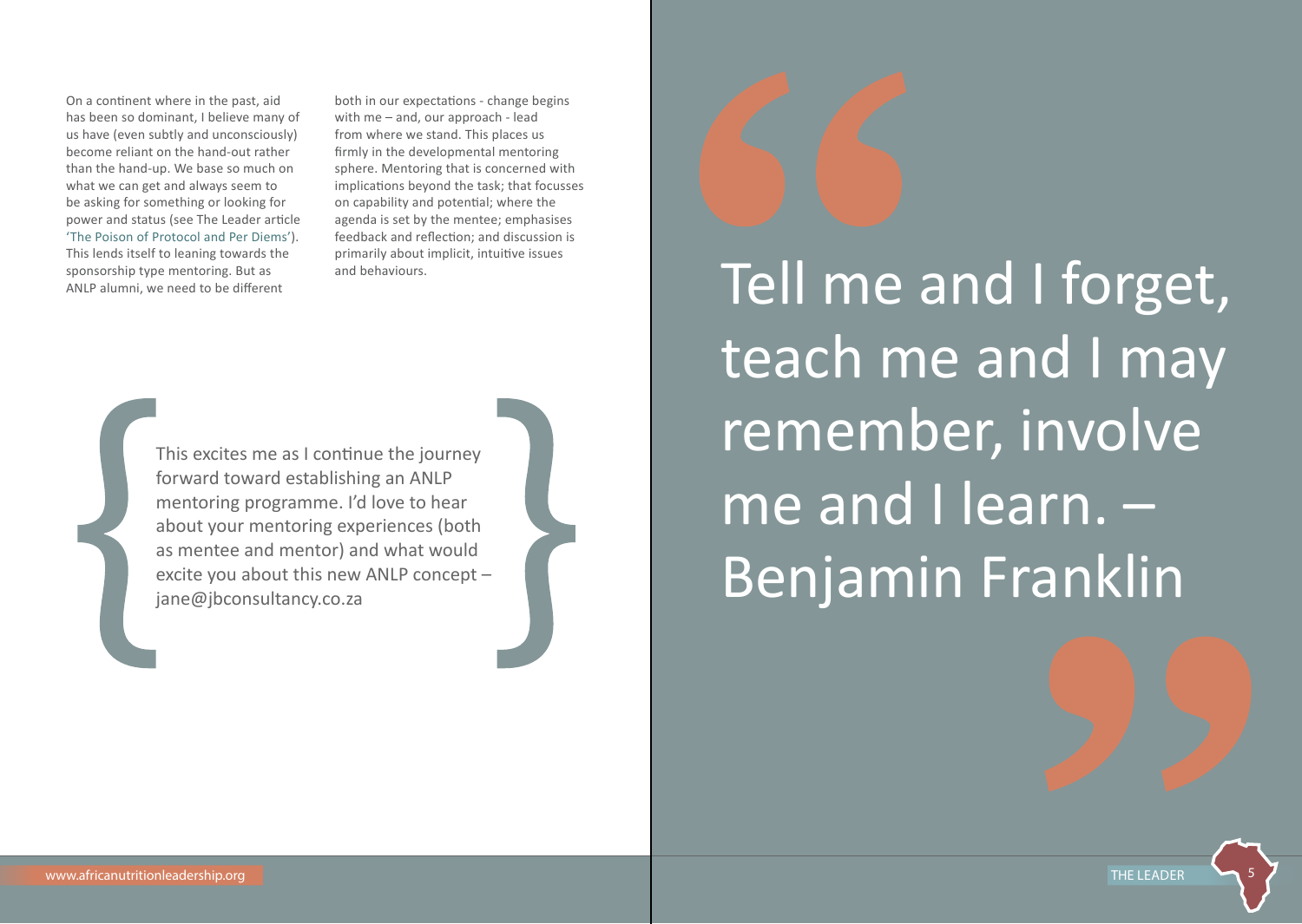On a continent where in the past, aid has been so dominant, I believe many of us have (even subtly and unconsciously) become reliant on the hand-out rather than the hand-up. We base so much on what we can get and always seem to be asking for something or looking for power and status (see The Leader article 'The Poison of Protocol and Per Diems'). This lends itself to leaning towards the sponsorship type mentoring. But as ANLP alumni, we need to be different both in our expectations - change begins with me – and, our approach - lead from where we stand. This places us firmly in the developmental mentoring sphere. Mentoring that is concerned with implications beyond the task; that focusses on capability and potential; where the agenda is set by the mentee; emphasises feedback and reflection; and discussion is primarily about implicit, intuitive issues and behaviours.

> This excites me as I continue the journey forward toward establishing an ANLP mentoring programme. I'd love to hear about your mentoring experiences (both as mentee and mentor) and what would excite you about this new ANLP concept – jane@jbconsultancy.co.za

> Tell me and I forget, teach me and I may remember, involve me and I learn. – Benjamin Franklin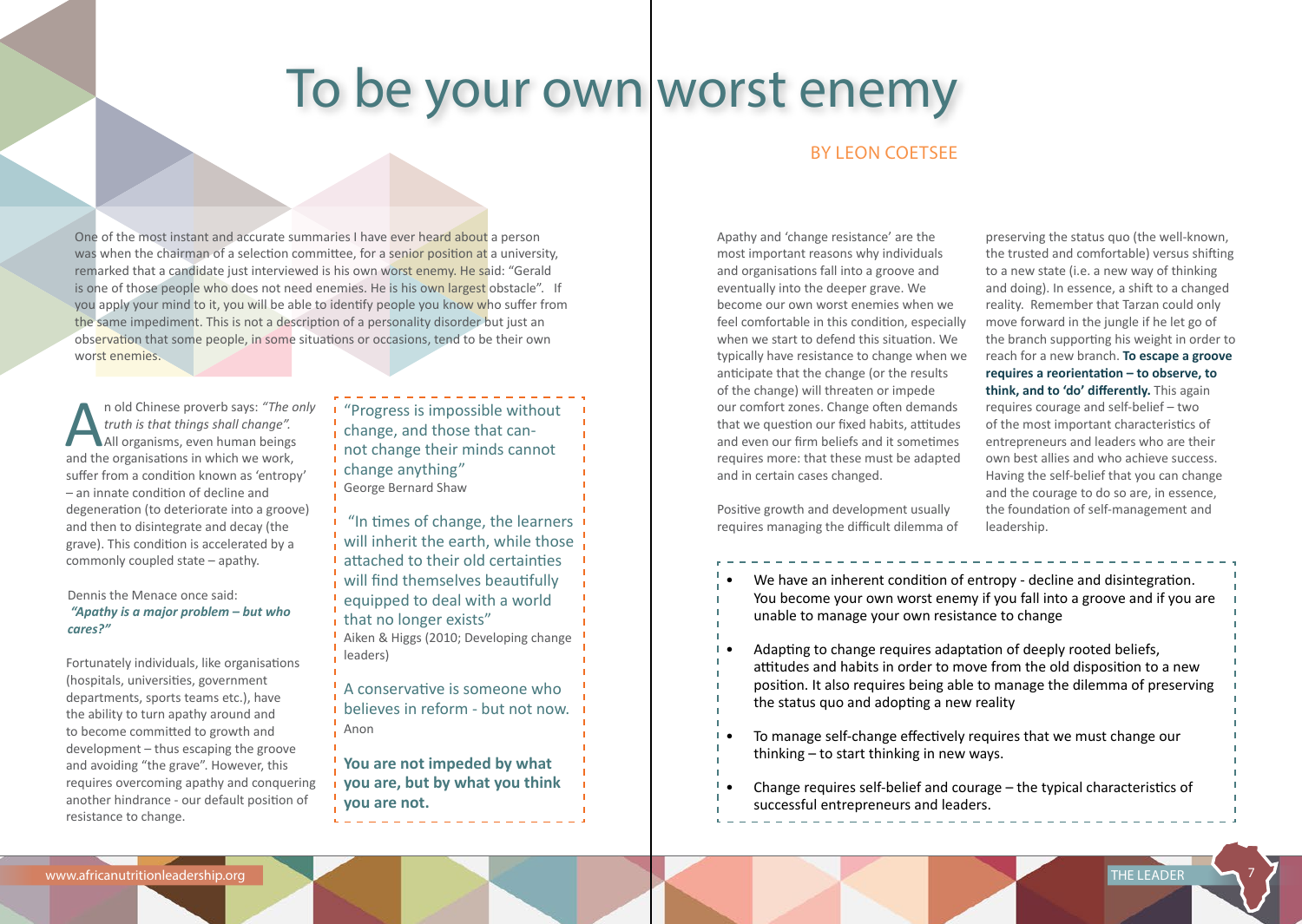# To be your own worst enemy

BY LEON COETSEE

One of the most instant and accurate summaries I have ever heard about a person was when the chairman of a selection committee, for a senior position at a university, remarked that a candidate just interviewed is his own worst enemy. He said: "Gerald is one of those people who does not need enemies. He is his own largest obstacle". If you apply your mind to it, you will be able to identify people you know who suffer from the same impediment. This is not a description of a personality disorder but just an observation that some people, in some situations or occasions, tend to be their own worst enemies.

An old Chinese proverb says: *"The only truth is that things shall change".* All organisms, even human beings and the organisations in which we work, suffer from a condition known as 'entropy' – an innate condition of decline and degeneration (to deteriorate into a groove) and then to disintegrate and decay (the grave). This condition is accelerated by a commonly coupled state – apathy.

Dennis the Menace once said:
***"Apathy is a major problem – but who cares?"***

Fortunately individuals, like organisations (hospitals, universities, government departments, sports teams etc.), have the ability to turn apathy around and to become committed to growth and development – thus escaping the groove and avoiding "the grave". However, this requires overcoming apathy and conquering another hindrance - our default position of resistance to change.

> "Progress is impossible without change, and those that cannot change their minds cannot change anything"
> George Bernard Shaw
>
> "In times of change, the learners will inherit the earth, while those attached to their old certainties will find themselves beautifully equipped to deal with a world that no longer exists"
> Aiken & Higgs (2010; Developing change leaders)
>
> A conservative is someone who believes in reform - but not now.
> Anon
>
> **You are not impeded by what you are, but by what you think you are not.**

Apathy and 'change resistance' are the most important reasons why individuals and organisations fall into a groove and eventually into the deeper grave. We become our own worst enemies when we feel comfortable in this condition, especially when we start to defend this situation. We typically have resistance to change when we anticipate that the change (or the results of the change) will threaten or impede our comfort zones. Change often demands that we question our fixed habits, attitudes and even our firm beliefs and it sometimes requires more: that these must be adapted and in certain cases changed.

Positive growth and development usually requires managing the difficult dilemma of preserving the status quo (the well-known, the trusted and comfortable) versus shifting to a new state (i.e. a new way of thinking and doing). In essence, a shift to a changed reality. Remember that Tarzan could only move forward in the jungle if he let go of the branch supporting his weight in order to reach for a new branch. **To escape a groove requires a reorientation – to observe, to think, and to 'do' differently.** This again requires courage and self-belief – two of the most important characteristics of entrepreneurs and leaders who are their own best allies and who achieve success. Having the self-belief that you can change and the courage to do so are, in essence, the foundation of self-management and leadership.

- We have an inherent condition of entropy - decline and disintegration. You become your own worst enemy if you fall into a groove and if you are unable to manage your own resistance to change
- Adapting to change requires adaptation of deeply rooted beliefs, attitudes and habits in order to move from the old disposition to a new position. It also requires being able to manage the dilemma of preserving the status quo and adopting a new reality
- To manage self-change effectively requires that we must change our thinking – to start thinking in new ways.
- Change requires self-belief and courage – the typical characteristics of successful entrepreneurs and leaders.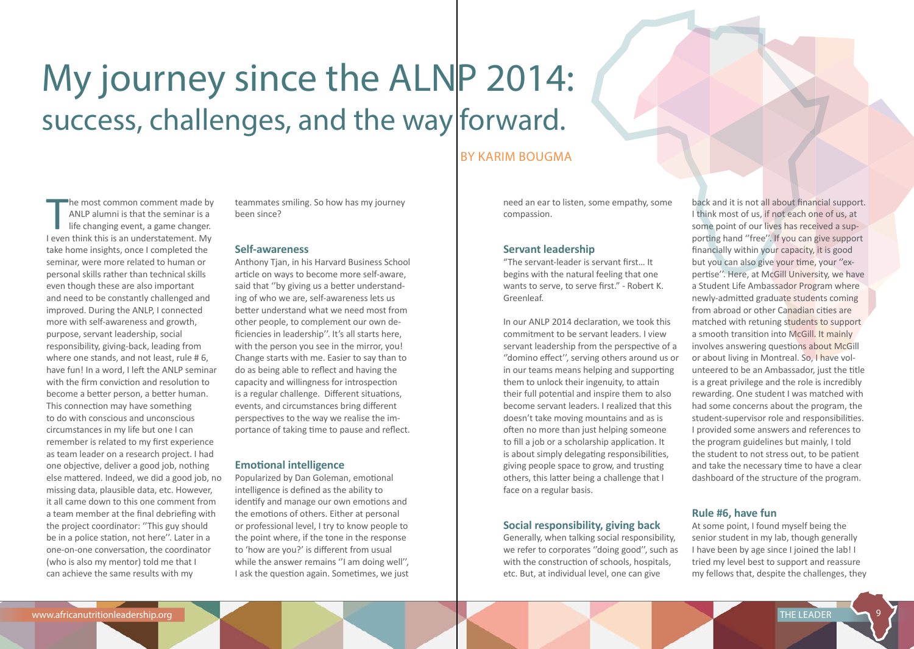# My journey since the ALNP 2014: success, challenges, and the way forward.

BY KARIM BOUGMA

The most common comment made by ANLP alumni is that the seminar is a life changing event, a game changer. I even think this is an understatement. My take home insights, once I completed the seminar, were more related to human or personal skills rather than technical skills even though these are also important and need to be constantly challenged and improved. During the ANLP, I connected more with self-awareness and growth, purpose, servant leadership, social responsibility, giving-back, leading from where one stands, and not least, rule # 6, have fun! In a word, I left the ANLP seminar with the firm conviction and resolution to become a better person, a better human. This connection may have something to do with conscious and unconscious circumstances in my life but one I can remember is related to my first experience as team leader on a research project. I had one objective, deliver a good job, nothing else mattered. Indeed, we did a good job, no missing data, plausible data, etc. However, it all came down to this one comment from a team member at the final debriefing with the project coordinator: ''This guy should be in a police station, not here''. Later in a one-on-one conversation, the coordinator (who is also my mentor) told me that I can achieve the same results with my teammates smiling. So how has my journey been since?

## Self-awareness

Anthony Tjan, in his Harvard Business School article on ways to become more self-aware, said that ''by giving us a better understanding of who we are, self-awareness lets us better understand what we need most from other people, to complement our own deficiencies in leadership''. It's all starts here, with the person you see in the mirror, you! Change starts with me. Easier to say than to do as being able to reflect and having the capacity and willingness for introspection is a regular challenge. Different situations, events, and circumstances bring different perspectives to the way we realise the importance of taking time to pause and reflect.

## Emotional intelligence

Popularized by Dan Goleman, emotional intelligence is defined as the ability to identify and manage our own emotions and the emotions of others. Either at personal or professional level, I try to know people to the point where, if the tone in the response to 'how are you?' is different from usual while the answer remains ''I am doing well'', I ask the question again. Sometimes, we just need an ear to listen, some empathy, some compassion.

## Servant leadership

"The servant-leader is servant first… It begins with the natural feeling that one wants to serve, to serve first." - Robert K. Greenleaf.

In our ANLP 2014 declaration, we took this commitment to be servant leaders. I view servant leadership from the perspective of a ''domino effect'', serving others around us or in our teams means helping and supporting them to unlock their ingenuity, to attain their full potential and inspire them to also become servant leaders. I realized that this doesn't take moving mountains and as is often no more than just helping someone to fill a job or a scholarship application. It is about simply delegating responsibilities, giving people space to grow, and trusting others, this latter being a challenge that I face on a regular basis.

## Social responsibility, giving back

Generally, when talking social responsibility, we refer to corporates ''doing good'', such as with the construction of schools, hospitals, etc. But, at individual level, one can give back and it is not all about financial support. I think most of us, if not each one of us, at some point of our lives has received a supporting hand ''free''. If you can give support financially within your capacity, it is good but you can also give your time, your ''expertise''. Here, at McGill University, we have a Student Life Ambassador Program where newly-admitted graduate students coming from abroad or other Canadian cities are matched with retuning students to support a smooth transition into McGill. It mainly involves answering questions about McGill or about living in Montreal. So, I have volunteered to be an Ambassador, just the title is a great privilege and the role is incredibly rewarding. One student I was matched with had some concerns about the program, the student-supervisor role and responsibilities. I provided some answers and references to the program guidelines but mainly, I told the student to not stress out, to be patient and take the necessary time to have a clear dashboard of the structure of the program.

## Rule #6, have fun

At some point, I found myself being the senior student in my lab, though generally I have been by age since I joined the lab! I tried my level best to support and reassure my fellows that, despite the challenges, they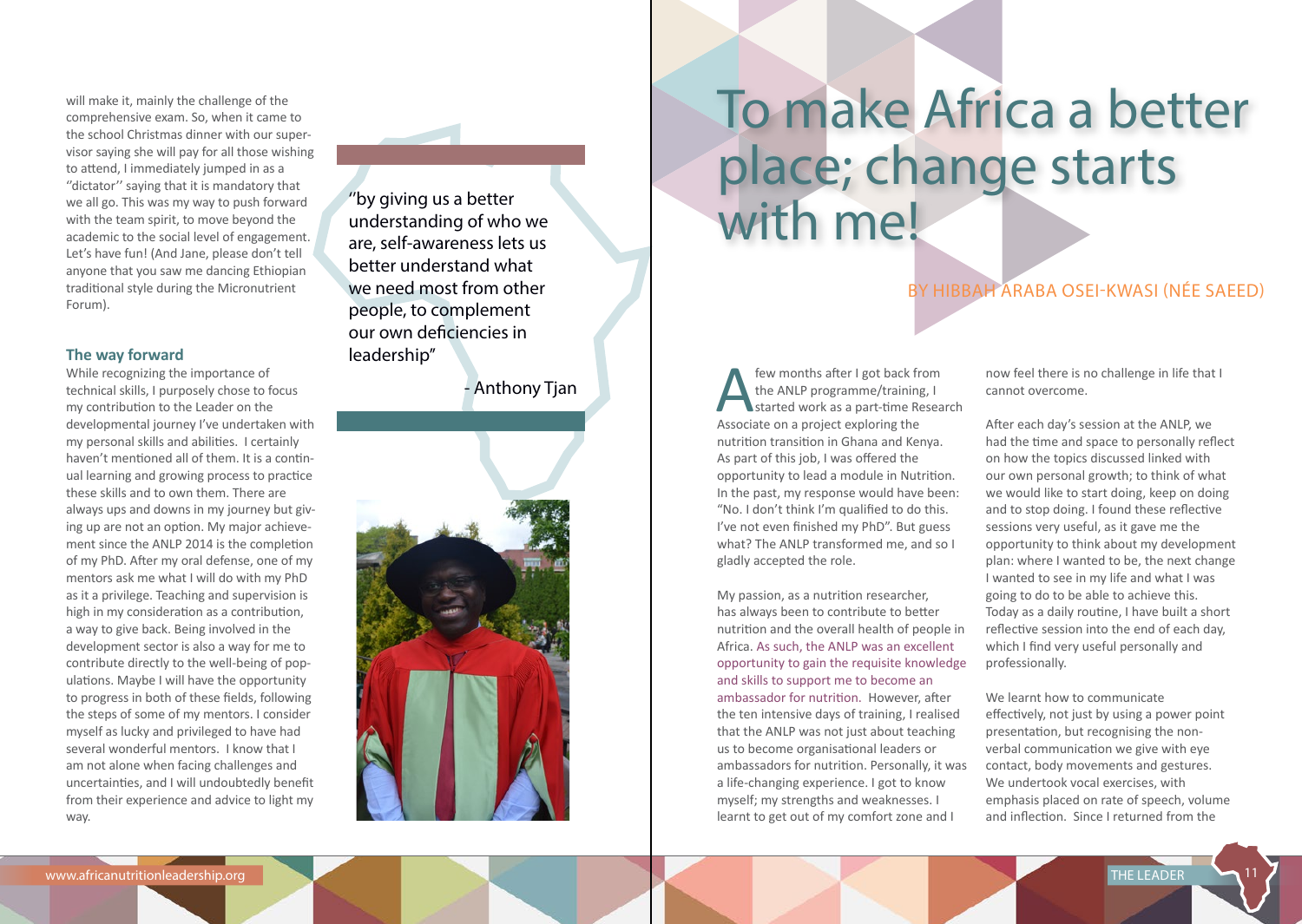will make it, mainly the challenge of the comprehensive exam. So, when it came to the school Christmas dinner with our supervisor saying she will pay for all those wishing to attend, I immediately jumped in as a ''dictator'' saying that it is mandatory that we all go. This was my way to push forward with the team spirit, to move beyond the academic to the social level of engagement. Let's have fun! (And Jane, please don't tell anyone that you saw me dancing Ethiopian traditional style during the Micronutrient Forum).

### The way forward

While recognizing the importance of technical skills, I purposely chose to focus my contribution to the Leader on the developmental journey I've undertaken with my personal skills and abilities. I certainly haven't mentioned all of them. It is a continual learning and growing process to practice these skills and to own them. There are always ups and downs in my journey but giving up are not an option. My major achievement since the ANLP 2014 is the completion of my PhD. After my oral defense, one of my mentors ask me what I will do with my PhD as it a privilege. Teaching and supervision is high in my consideration as a contribution, a way to give back. Being involved in the development sector is also a way for me to contribute directly to the well-being of populations. Maybe I will have the opportunity to progress in both of these fields, following the steps of some of my mentors. I consider myself as lucky and privileged to have had several wonderful mentors. I know that I am not alone when facing challenges and uncertainties, and I will undoubtedly benefit from their experience and advice to light my way.

> ''by giving us a better understanding of who we are, self-awareness lets us better understand what we need most from other people, to complement our own deficiencies in leadership''
>
> \- Anthony Tjan

# To make Africa a better place; change starts with me!

BY HIBBAH ARABA OSEI-KWASI (NÉE SAEED)

A few months after I got back from the ANLP programme/training, I started work as a part-time Research Associate on a project exploring the nutrition transition in Ghana and Kenya. As part of this job, I was offered the opportunity to lead a module in Nutrition. In the past, my response would have been: "No. I don't think I'm qualified to do this. I've not even finished my PhD". But guess what? The ANLP transformed me, and so I gladly accepted the role.

My passion, as a nutrition researcher, has always been to contribute to better nutrition and the overall health of people in Africa. As such, the ANLP was an excellent opportunity to gain the requisite knowledge and skills to support me to become an ambassador for nutrition. However, after the ten intensive days of training, I realised that the ANLP was not just about teaching us to become organisational leaders or ambassadors for nutrition. Personally, it was a life-changing experience. I got to know myself; my strengths and weaknesses. I learnt to get out of my comfort zone and I now feel there is no challenge in life that I cannot overcome.

After each day's session at the ANLP, we had the time and space to personally reflect on how the topics discussed linked with our own personal growth; to think of what we would like to start doing, keep on doing and to stop doing. I found these reflective sessions very useful, as it gave me the opportunity to think about my development plan: where I wanted to be, the next change I wanted to see in my life and what I was going to do to be able to achieve this. Today as a daily routine, I have built a short reflective session into the end of each day, which I find very useful personally and professionally.

We learnt how to communicate effectively, not just by using a power point presentation, but recognising the non-verbal communication we give with eye contact, body movements and gestures. We undertook vocal exercises, with emphasis placed on rate of speech, volume and inflection. Since I returned from the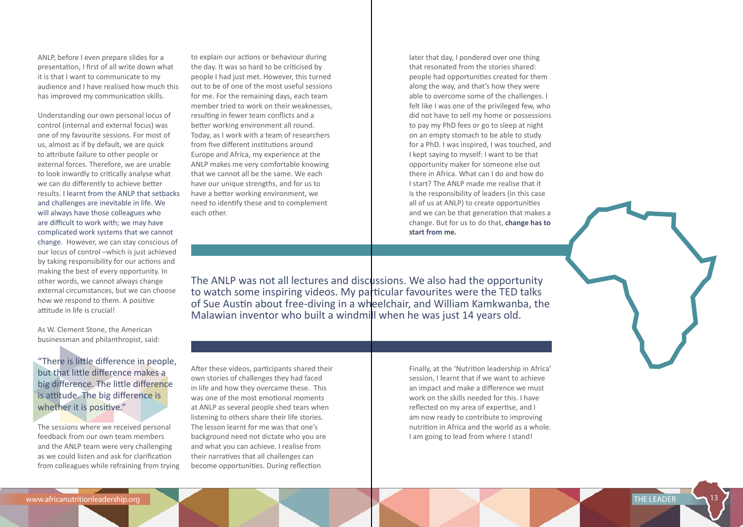ANLP, before I even prepare slides for a presentation, I first of all write down what it is that I want to communicate to my audience and I have realised how much this has improved my communication skills.

Understanding our own personal locus of control (internal and external focus) was one of my favourite sessions. For most of us, almost as if by default, we are quick to attribute failure to other people or external forces. Therefore, we are unable to look inwardly to critically analyse what we can do differently to achieve better results. I learnt from the ANLP that setbacks and challenges are inevitable in life. We will always have those colleagues who are difficult to work with; we may have complicated work systems that we cannot change. However, we can stay conscious of our locus of control –which is just achieved by taking responsibility for our actions and making the best of every opportunity. In other words, we cannot always change external circumstances, but we can choose how we respond to them. A positive attitude in life is crucial!

As W. Clement Stone, the American businessman and philanthropist, said:

> "There is little difference in people, but that little difference makes a big difference. The little difference is attitude. The big difference is whether it is positive."

The sessions where we received personal feedback from our own team members and the ANLP team were very challenging as we could listen and ask for clarification from colleagues while refraining from trying to explain our actions or behaviour during the day. It was so hard to be criticised by people I had just met. However, this turned out to be of one of the most useful sessions for me. For the remaining days, each team member tried to work on their weaknesses, resulting in fewer team conflicts and a better working environment all round. Today, as I work with a team of researchers from five different institutions around Europe and Africa, my experience at the ANLP makes me very comfortable knowing that we cannot all be the same. We each have our unique strengths, and for us to have a better working environment, we need to identify these and to complement each other.

The ANLP was not all lectures and discussions. We also had the opportunity to watch some inspiring videos. My particular favourites were the TED talks of Sue Austin about free-diving in a wheelchair, and William Kamkwanba, the Malawian inventor who built a windmill when he was just 14 years old.

After these videos, participants shared their own stories of challenges they had faced in life and how they overcame these. This was one of the most emotional moments at ANLP as several people shed tears when listening to others share their life stories. The lesson learnt for me was that one's background need not dictate who you are and what you can achieve. I realise from their narratives that all challenges can become opportunities. During reflection later that day, I pondered over one thing that resonated from the stories shared: people had opportunities created for them along the way, and that's how they were able to overcome some of the challenges. I felt like I was one of the privileged few, who did not have to sell my home or possessions to pay my PhD fees or go to sleep at night on an empty stomach to be able to study for a PhD. I was inspired, I was touched, and I kept saying to myself: I want to be that opportunity maker for someone else out there in Africa. What can I do and how do I start? The ANLP made me realise that it is the responsibility of leaders (in this case all of us at ANLP) to create opportunities and we can be that generation that makes a change. But for us to do that, **change has to start from me.**

Finally, at the 'Nutrition leadership in Africa' session, I learnt that if we want to achieve an impact and make a difference we must work on the skills needed for this. I have reflected on my area of expertise, and I am now ready to contribute to improving nutrition in Africa and the world as a whole. I am going to lead from where I stand!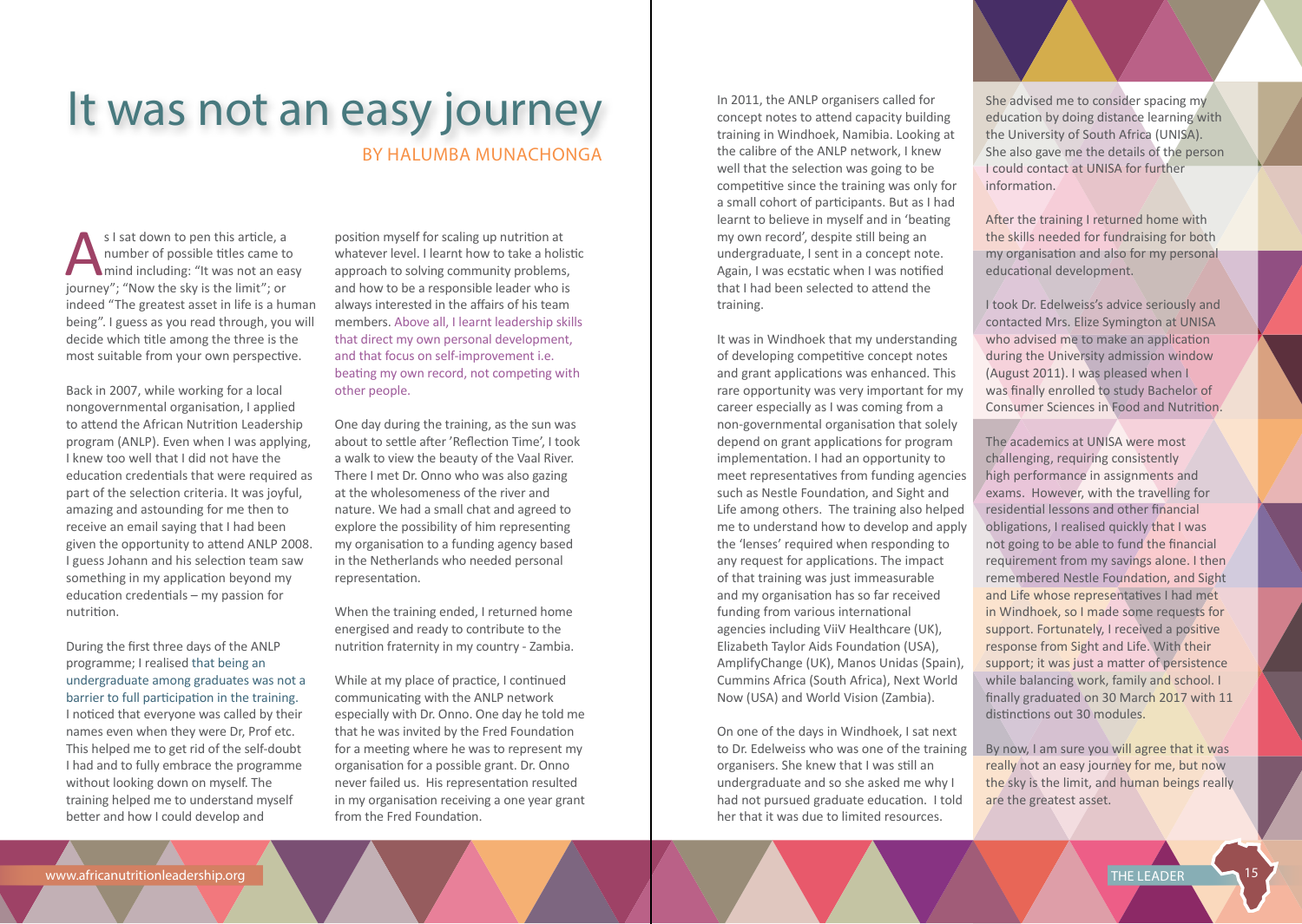# It was not an easy journey

BY HALUMBA MUNACHONGA

As I sat down to pen this article, a number of possible titles came to mind including: "It was not an easy journey"; "Now the sky is the limit"; or indeed "The greatest asset in life is a human being". I guess as you read through, you will decide which title among the three is the most suitable from your own perspective.

Back in 2007, while working for a local nongovernmental organisation, I applied to attend the African Nutrition Leadership program (ANLP). Even when I was applying, I knew too well that I did not have the education credentials that were required as part of the selection criteria. It was joyful, amazing and astounding for me then to receive an email saying that I had been given the opportunity to attend ANLP 2008. I guess Johann and his selection team saw something in my application beyond my education credentials – my passion for nutrition.

During the first three days of the ANLP programme; I realised that being an undergraduate among graduates was not a barrier to full participation in the training. I noticed that everyone was called by their names even when they were Dr, Prof etc. This helped me to get rid of the self-doubt I had and to fully embrace the programme without looking down on myself. The training helped me to understand myself better and how I could develop and position myself for scaling up nutrition at whatever level. I learnt how to take a holistic approach to solving community problems, and how to be a responsible leader who is always interested in the affairs of his team members. Above all, I learnt leadership skills that direct my own personal development, and that focus on self-improvement i.e. beating my own record, not competing with other people.

One day during the training, as the sun was about to settle after 'Reflection Time', I took a walk to view the beauty of the Vaal River. There I met Dr. Onno who was also gazing at the wholesomeness of the river and nature. We had a small chat and agreed to explore the possibility of him representing my organisation to a funding agency based in the Netherlands who needed personal representation.

When the training ended, I returned home energised and ready to contribute to the nutrition fraternity in my country - Zambia.

While at my place of practice, I continued communicating with the ANLP network especially with Dr. Onno. One day he told me that he was invited by the Fred Foundation for a meeting where he was to represent my organisation for a possible grant. Dr. Onno never failed us. His representation resulted in my organisation receiving a one year grant from the Fred Foundation.

In 2011, the ANLP organisers called for concept notes to attend capacity building training in Windhoek, Namibia. Looking at the calibre of the ANLP network, I knew well that the selection was going to be competitive since the training was only for a small cohort of participants. But as I had learnt to believe in myself and in 'beating my own record', despite still being an undergraduate, I sent in a concept note. Again, I was ecstatic when I was notified that I had been selected to attend the training.

It was in Windhoek that my understanding of developing competitive concept notes and grant applications was enhanced. This rare opportunity was very important for my career especially as I was coming from a non-governmental organisation that solely depend on grant applications for program implementation. I had an opportunity to meet representatives from funding agencies such as Nestle Foundation, and Sight and Life among others. The training also helped me to understand how to develop and apply the 'lenses' required when responding to any request for applications. The impact of that training was just immeasurable and my organisation has so far received funding from various international agencies including ViiV Healthcare (UK), Elizabeth Taylor Aids Foundation (USA), AmplifyChange (UK), Manos Unidas (Spain), Cummins Africa (South Africa), Next World Now (USA) and World Vision (Zambia).

On one of the days in Windhoek, I sat next to Dr. Edelweiss who was one of the training organisers. She knew that I was still an undergraduate and so she asked me why I had not pursued graduate education. I told her that it was due to limited resources. She advised me to consider spacing my education by doing distance learning with the University of South Africa (UNISA). She also gave me the details of the person I could contact at UNISA for further information.

After the training I returned home with the skills needed for fundraising for both my organisation and also for my personal educational development.

I took Dr. Edelweiss's advice seriously and contacted Mrs. Elize Symington at UNISA who advised me to make an application during the University admission window (August 2011). I was pleased when I was finally enrolled to study Bachelor of Consumer Sciences in Food and Nutrition.

The academics at UNISA were most challenging, requiring consistently high performance in assignments and exams. However, with the travelling for residential lessons and other financial obligations, I realised quickly that I was not going to be able to fund the financial requirement from my savings alone. I then remembered Nestle Foundation, and Sight and Life whose representatives I had met in Windhoek, so I made some requests for support. Fortunately, I received a positive response from Sight and Life. With their support; it was just a matter of persistence while balancing work, family and school. I finally graduated on 30 March 2017 with 11 distinctions out 30 modules.

By now, I am sure you will agree that it was really not an easy journey for me, but now the sky is the limit, and human beings really are the greatest asset.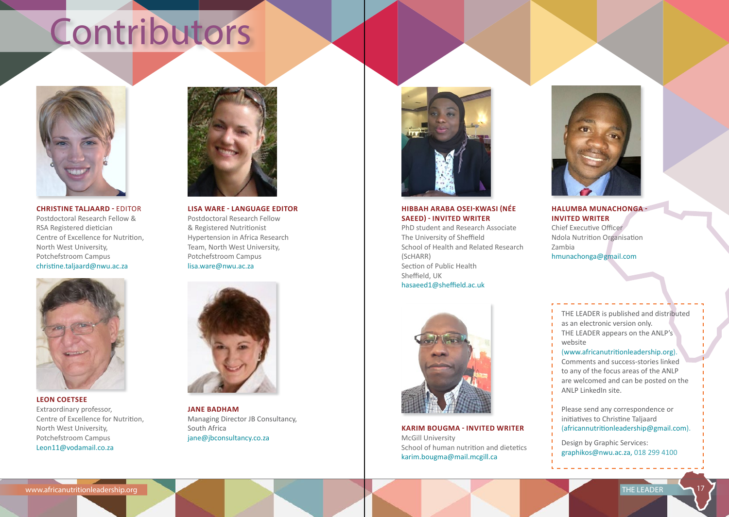# Contributors

**CHRISTINE TALJAARD -** EDITOR
Postdoctoral Research Fellow &
RSA Registered dietician
Centre of Excellence for Nutrition,
North West University,
Potchefstroom Campus
christine.taljaard@nwu.ac.za

**LISA WARE - LANGUAGE EDITOR**
Postdoctoral Research Fellow
& Registered Nutritionist
Hypertension in Africa Research
Team, North West University,
Potchefstroom Campus
lisa.ware@nwu.ac.za

**LEON COETSEE**
Extraordinary professor,
Centre of Excellence for Nutrition,
North West University,
Potchefstroom Campus
Leon11@vodamail.co.za

**JANE BADHAM**
Managing Director JB Consultancy,
South Africa
jane@jbconsultancy.co.za

**HIBBAH ARABA OSEI-KWASI (NÉE SAEED) - INVITED WRITER**
PhD student and Research Associate
The University of Sheffield
School of Health and Related Research
(ScHARR)
Section of Public Health
Sheffield, UK
hasaeed1@sheffield.ac.uk

**HALUMBA MUNACHONGA - INVITED WRITER**
Chief Executive Officer
Ndola Nutrition Organisation
Zambia
hmunachonga@gmail.com

**KARIM BOUGMA - INVITED WRITER**
McGill University
School of human nutrition and dietetics
karim.bougma@mail.mcgill.ca

THE LEADER is published and distributed as an electronic version only.
THE LEADER appears on the ANLP's website
(www.africanutritionleadership.org).
Comments and success-stories linked to any of the focus areas of the ANLP are welcomed and can be posted on the ANLP LinkedIn site.

Please send any correspondence or initiatives to Christine Taljaard
(africannutritionleadership@gmail.com).

Design by Graphic Services:
graphikos@nwu.ac.za, 018 299 4100